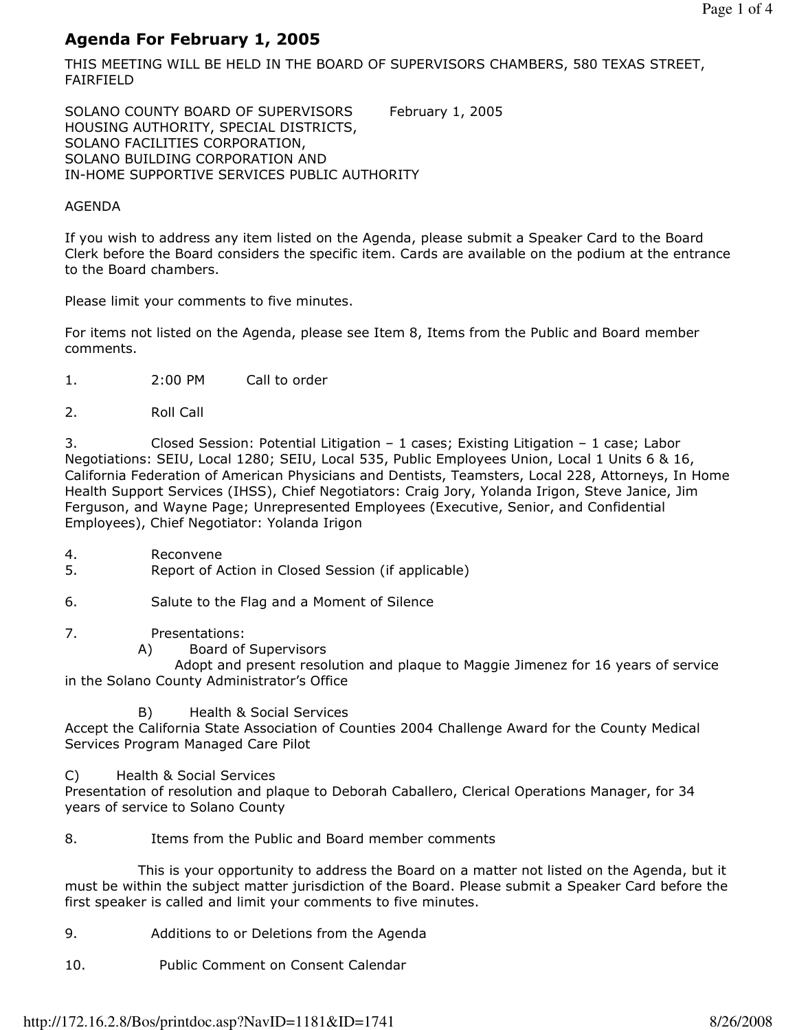# Agenda For February 1, 2005

THIS MEETING WILL BE HELD IN THE BOARD OF SUPERVISORS CHAMBERS, 580 TEXAS STREET, FAIRFIELD

SOLANO COUNTY BOARD OF SUPERVISORS February 1, 2005
HOUSING AUTHORITY, SPECIAL DISTRICTS,
SOLANO FACILITIES CORPORATION,
SOLANO BUILDING CORPORATION AND
IN-HOME SUPPORTIVE SERVICES PUBLIC AUTHORITY

AGENDA

If you wish to address any item listed on the Agenda, please submit a Speaker Card to the Board Clerk before the Board considers the specific item. Cards are available on the podium at the entrance to the Board chambers.

Please limit your comments to five minutes.

For items not listed on the Agenda, please see Item 8, Items from the Public and Board member comments.

1. 2:00 PM Call to order

2. Roll Call

3. Closed Session: Potential Litigation – 1 cases; Existing Litigation – 1 case; Labor Negotiations: SEIU, Local 1280; SEIU, Local 535, Public Employees Union, Local 1 Units 6 & 16, California Federation of American Physicians and Dentists, Teamsters, Local 228, Attorneys, In Home Health Support Services (IHSS), Chief Negotiators: Craig Jory, Yolanda Irigon, Steve Janice, Jim Ferguson, and Wayne Page; Unrepresented Employees (Executive, Senior, and Confidential Employees), Chief Negotiator: Yolanda Irigon

4. Reconvene
5. Report of Action in Closed Session (if applicable)

6. Salute to the Flag and a Moment of Silence

7. Presentations:

   A) Board of Supervisors
   Adopt and present resolution and plaque to Maggie Jimenez for 16 years of service in the Solano County Administrator's Office

   B) Health & Social Services
   Accept the California State Association of Counties 2004 Challenge Award for the County Medical Services Program Managed Care Pilot

   C) Health & Social Services
   Presentation of resolution and plaque to Deborah Caballero, Clerical Operations Manager, for 34 years of service to Solano County

8. Items from the Public and Board member comments

   This is your opportunity to address the Board on a matter not listed on the Agenda, but it must be within the subject matter jurisdiction of the Board. Please submit a Speaker Card before the first speaker is called and limit your comments to five minutes.

9. Additions to or Deletions from the Agenda

10. Public Comment on Consent Calendar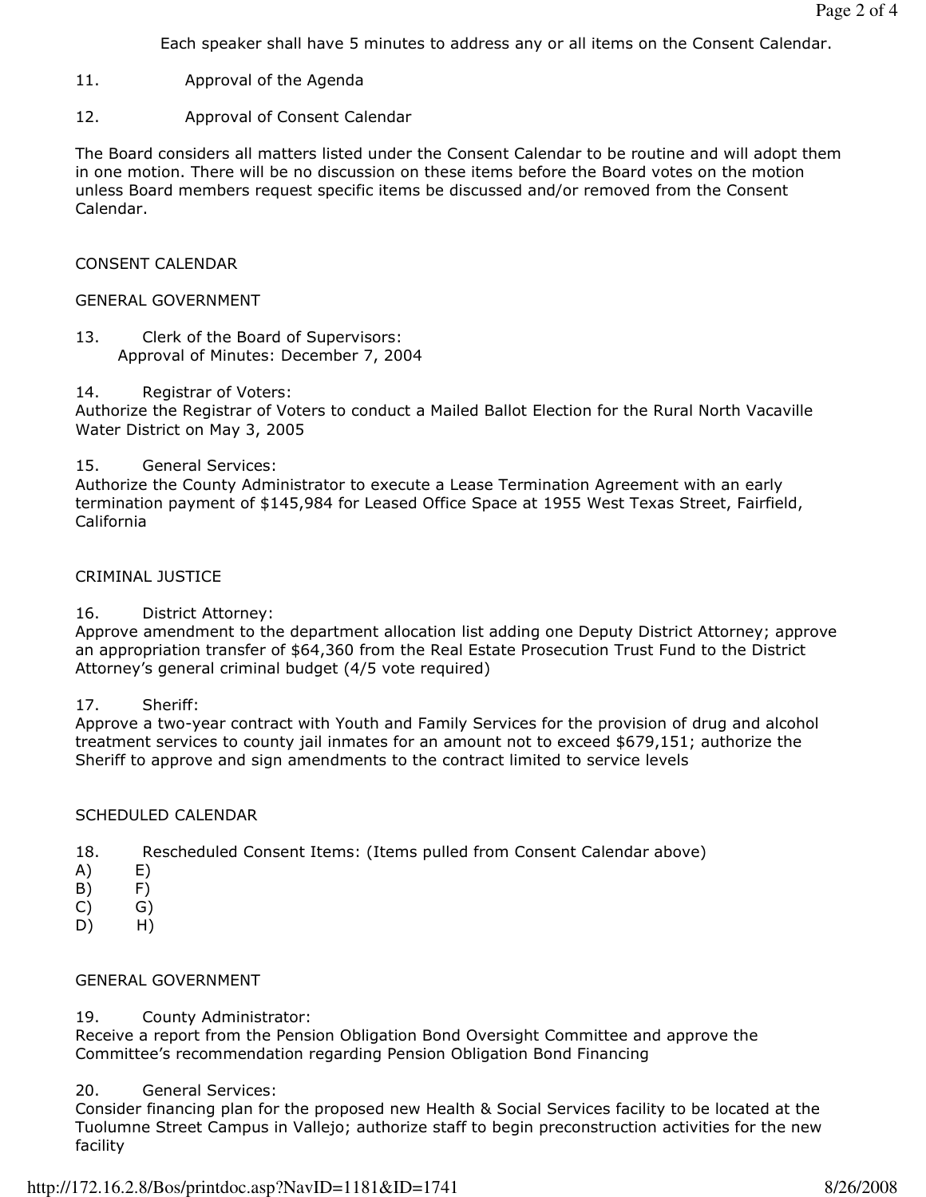Each speaker shall have 5 minutes to address any or all items on the Consent Calendar.

11. Approval of the Agenda

12. Approval of Consent Calendar

The Board considers all matters listed under the Consent Calendar to be routine and will adopt them in one motion. There will be no discussion on these items before the Board votes on the motion unless Board members request specific items be discussed and/or removed from the Consent Calendar.

## CONSENT CALENDAR

### GENERAL GOVERNMENT

13. Clerk of the Board of Supervisors:
Approval of Minutes: December 7, 2004

14. Registrar of Voters:
Authorize the Registrar of Voters to conduct a Mailed Ballot Election for the Rural North Vacaville Water District on May 3, 2005

15. General Services:
Authorize the County Administrator to execute a Lease Termination Agreement with an early termination payment of $145,984 for Leased Office Space at 1955 West Texas Street, Fairfield, California

### CRIMINAL JUSTICE

16. District Attorney:
Approve amendment to the department allocation list adding one Deputy District Attorney; approve an appropriation transfer of $64,360 from the Real Estate Prosecution Trust Fund to the District Attorney's general criminal budget (4/5 vote required)

17. Sheriff:
Approve a two-year contract with Youth and Family Services for the provision of drug and alcohol treatment services to county jail inmates for an amount not to exceed $679,151; authorize the Sheriff to approve and sign amendments to the contract limited to service levels

## SCHEDULED CALENDAR

18. Rescheduled Consent Items: (Items pulled from Consent Calendar above)

A) E)
B) F)
C) G)
D) H)

### GENERAL GOVERNMENT

19. County Administrator:
Receive a report from the Pension Obligation Bond Oversight Committee and approve the Committee's recommendation regarding Pension Obligation Bond Financing

20. General Services:
Consider financing plan for the proposed new Health & Social Services facility to be located at the Tuolumne Street Campus in Vallejo; authorize staff to begin preconstruction activities for the new facility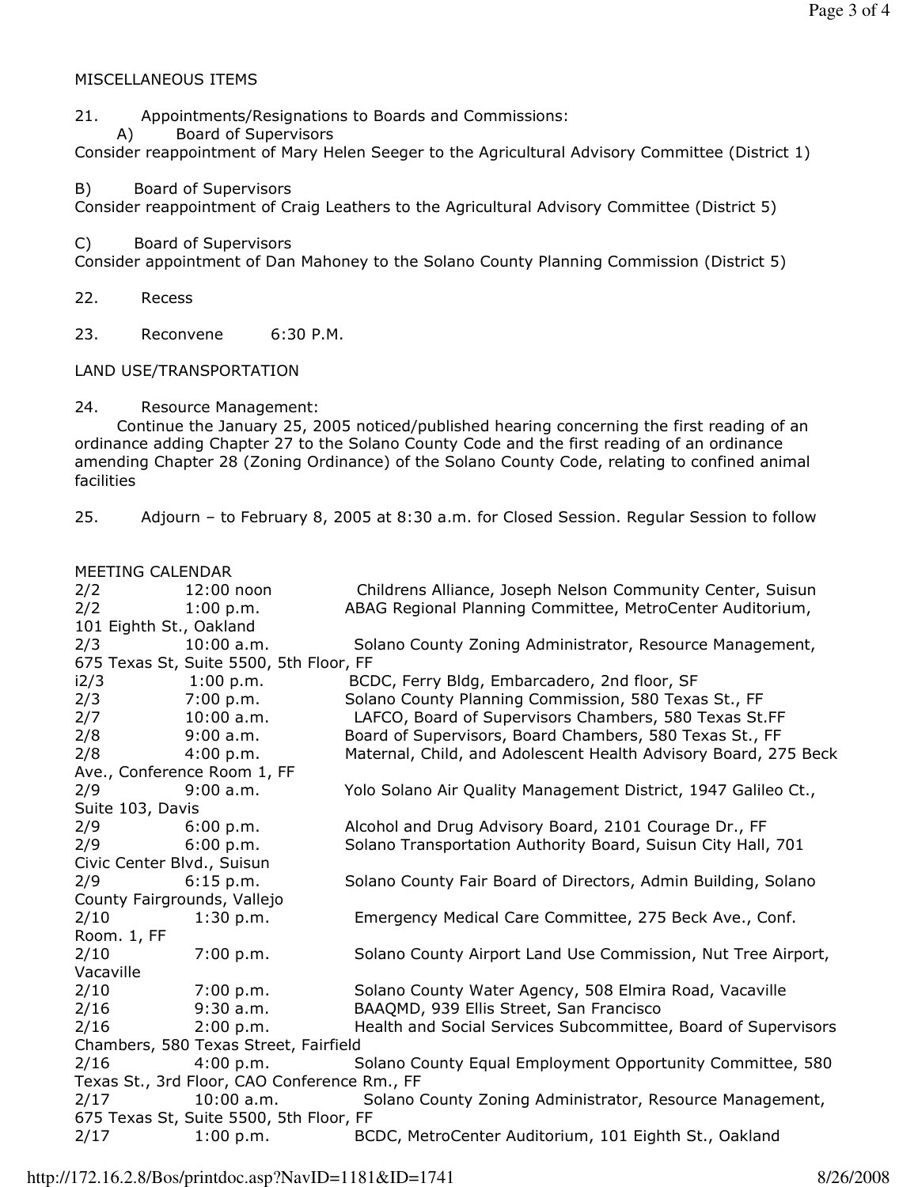MISCELLANEOUS ITEMS

21. Appointments/Resignations to Boards and Commissions:

A) Board of Supervisors
Consider reappointment of Mary Helen Seeger to the Agricultural Advisory Committee (District 1)

B) Board of Supervisors
Consider reappointment of Craig Leathers to the Agricultural Advisory Committee (District 5)

C) Board of Supervisors
Consider appointment of Dan Mahoney to the Solano County Planning Commission (District 5)

22. Recess

23. Reconvene 6:30 P.M.

LAND USE/TRANSPORTATION

24. Resource Management:
Continue the January 25, 2005 noticed/published hearing concerning the first reading of an ordinance adding Chapter 27 to the Solano County Code and the first reading of an ordinance amending Chapter 28 (Zoning Ordinance) of the Solano County Code, relating to confined animal facilities

25. Adjourn – to February 8, 2005 at 8:30 a.m. for Closed Session. Regular Session to follow

MEETING CALENDAR

| | | |
|---|---|---|
| 2/2 | 12:00 noon | Childrens Alliance, Joseph Nelson Community Center, Suisun |
| 2/2 | 1:00 p.m. | ABAG Regional Planning Committee, MetroCenter Auditorium, 101 Eighth St., Oakland |
| 2/3 | 10:00 a.m. | Solano County Zoning Administrator, Resource Management, 675 Texas St, Suite 5500, 5th Floor, FF |
| i2/3 | 1:00 p.m. | BCDC, Ferry Bldg, Embarcadero, 2nd floor, SF |
| 2/3 | 7:00 p.m. | Solano County Planning Commission, 580 Texas St., FF |
| 2/7 | 10:00 a.m. | LAFCO, Board of Supervisors Chambers, 580 Texas St.FF |
| 2/8 | 9:00 a.m. | Board of Supervisors, Board Chambers, 580 Texas St., FF |
| 2/8 | 4:00 p.m. | Maternal, Child, and Adolescent Health Advisory Board, 275 Beck Ave., Conference Room 1, FF |
| 2/9 | 9:00 a.m. | Yolo Solano Air Quality Management District, 1947 Galileo Ct., Suite 103, Davis |
| 2/9 | 6:00 p.m. | Alcohol and Drug Advisory Board, 2101 Courage Dr., FF |
| 2/9 | 6:00 p.m. | Solano Transportation Authority Board, Suisun City Hall, 701 Civic Center Blvd., Suisun |
| 2/9 | 6:15 p.m. | Solano County Fair Board of Directors, Admin Building, Solano County Fairgrounds, Vallejo |
| 2/10 | 1:30 p.m. | Emergency Medical Care Committee, 275 Beck Ave., Conf. Room. 1, FF |
| 2/10 | 7:00 p.m. | Solano County Airport Land Use Commission, Nut Tree Airport, Vacaville |
| 2/10 | 7:00 p.m. | Solano County Water Agency, 508 Elmira Road, Vacaville |
| 2/16 | 9:30 a.m. | BAAQMD, 939 Ellis Street, San Francisco |
| 2/16 | 2:00 p.m. | Health and Social Services Subcommittee, Board of Supervisors Chambers, 580 Texas Street, Fairfield |
| 2/16 | 4:00 p.m. | Solano County Equal Employment Opportunity Committee, 580 Texas St., 3rd Floor, CAO Conference Rm., FF |
| 2/17 | 10:00 a.m. | Solano County Zoning Administrator, Resource Management, 675 Texas St, Suite 5500, 5th Floor, FF |
| 2/17 | 1:00 p.m. | BCDC, MetroCenter Auditorium, 101 Eighth St., Oakland |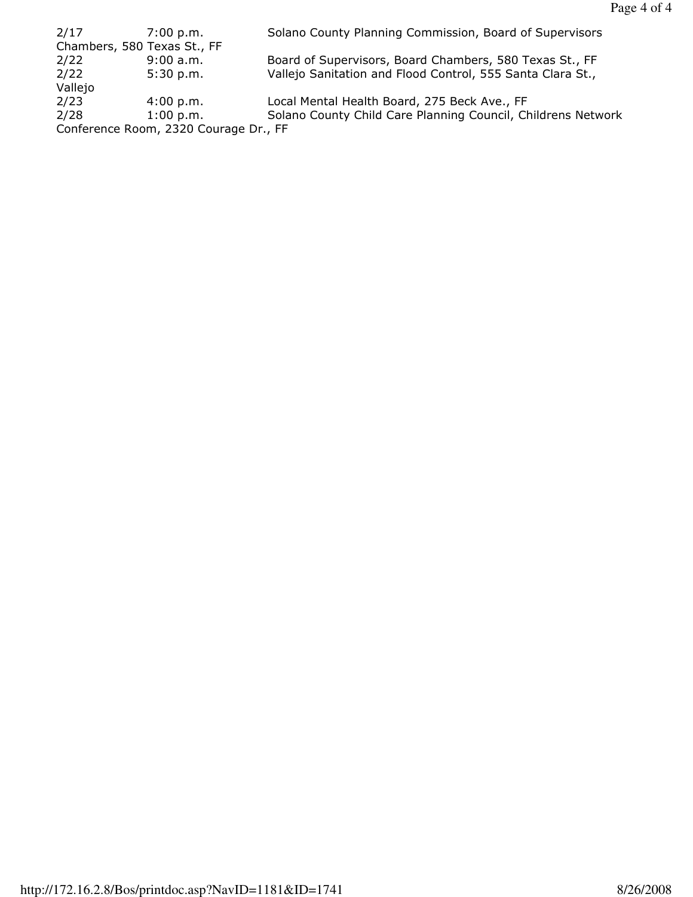2/17 7:00 p.m. Solano County Planning Commission, Board of Supervisors Chambers, 580 Texas St., FF

2/22 9:00 a.m. Board of Supervisors, Board Chambers, 580 Texas St., FF

2/22 5:30 p.m. Vallejo Sanitation and Flood Control, 555 Santa Clara St., Vallejo

2/23 4:00 p.m. Local Mental Health Board, 275 Beck Ave., FF

2/28 1:00 p.m. Solano County Child Care Planning Council, Childrens Network Conference Room, 2320 Courage Dr., FF